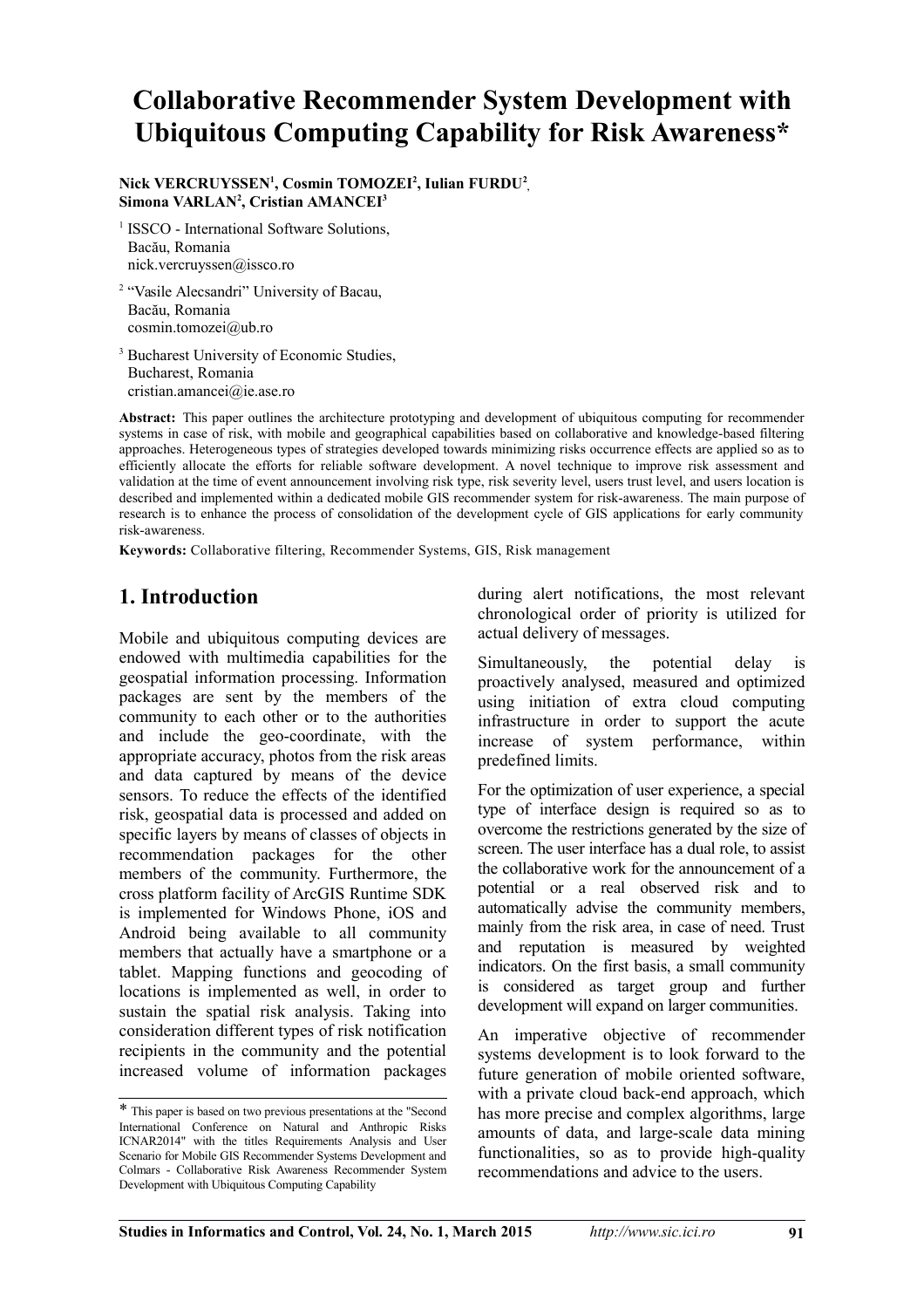# Collaborative Recommender System Development with Ubiquitous Computing Capability for Risk Awareness*

**Nick VERCRUYSSEN[1], Cosmin TOMOZEI[2], Iulian FURDU[2], Simona VARLAN[2], Cristian AMANCEI[3]**

[1] ISSCO - International Software Solutions,
Bacău, Romania
nick.vercruyssen@issco.ro

[2] "Vasile Alecsandri" University of Bacau,
Bacău, Romania
cosmin.tomozei@ub.ro

[3] Bucharest University of Economic Studies,
Bucharest, Romania
cristian.amancei@ie.ase.ro

**Abstract:** This paper outlines the architecture prototyping and development of ubiquitous computing for recommender systems in case of risk, with mobile and geographical capabilities based on collaborative and knowledge-based filtering approaches. Heterogeneous types of strategies developed towards minimizing risks occurrence effects are applied so as to efficiently allocate the efforts for reliable software development. A novel technique to improve risk assessment and validation at the time of event announcement involving risk type, risk severity level, users trust level, and users location is described and implemented within a dedicated mobile GIS recommender system for risk-awareness. The main purpose of research is to enhance the process of consolidation of the development cycle of GIS applications for early community risk-awareness.

**Keywords:** Collaborative filtering, Recommender Systems, GIS, Risk management

## 1. Introduction

Mobile and ubiquitous computing devices are endowed with multimedia capabilities for the geospatial information processing. Information packages are sent by the members of the community to each other or to the authorities and include the geo-coordinate, with the appropriate accuracy, photos from the risk areas and data captured by means of the device sensors. To reduce the effects of the identified risk, geospatial data is processed and added on specific layers by means of classes of objects in recommendation packages for the other members of the community. Furthermore, the cross platform facility of ArcGIS Runtime SDK is implemented for Windows Phone, iOS and Android being available to all community members that actually have a smartphone or a tablet. Mapping functions and geocoding of locations is implemented as well, in order to sustain the spatial risk analysis. Taking into consideration different types of risk notification recipients in the community and the potential increased volume of information packages during alert notifications, the most relevant chronological order of priority is utilized for actual delivery of messages.

Simultaneously, the potential delay is proactively analysed, measured and optimized using initiation of extra cloud computing infrastructure in order to support the acute increase of system performance, within predefined limits.

For the optimization of user experience, a special type of interface design is required so as to overcome the restrictions generated by the size of screen. The user interface has a dual role, to assist the collaborative work for the announcement of a potential or a real observed risk and to automatically advise the community members, mainly from the risk area, in case of need. Trust and reputation is measured by weighted indicators. On the first basis, a small community is considered as target group and further development will expand on larger communities.

An imperative objective of recommender systems development is to look forward to the future generation of mobile oriented software, with a private cloud back-end approach, which has more precise and complex algorithms, large amounts of data, and large-scale data mining functionalities, so as to provide high-quality recommendations and advice to the users.

---

\* This paper is based on two previous presentations at the "Second International Conference on Natural and Anthropic Risks ICNAR2014" with the titles Requirements Analysis and User Scenario for Mobile GIS Recommender Systems Development and Colmars - Collaborative Risk Awareness Recommender System Development with Ubiquitous Computing Capability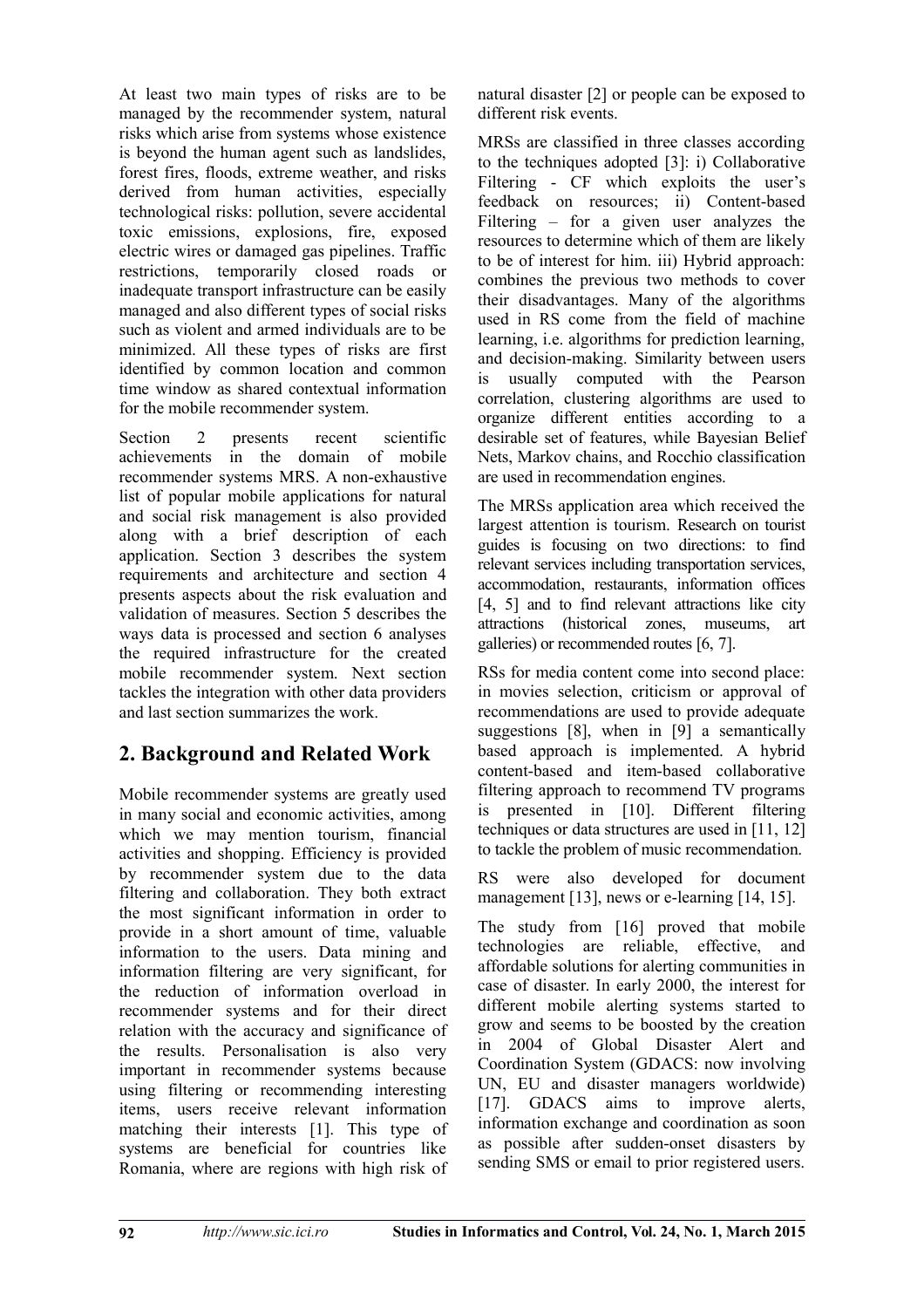At least two main types of risks are to be managed by the recommender system, natural risks which arise from systems whose existence is beyond the human agent such as landslides, forest fires, floods, extreme weather, and risks derived from human activities, especially technological risks: pollution, severe accidental toxic emissions, explosions, fire, exposed electric wires or damaged gas pipelines. Traffic restrictions, temporarily closed roads or inadequate transport infrastructure can be easily managed and also different types of social risks such as violent and armed individuals are to be minimized. All these types of risks are first identified by common location and common time window as shared contextual information for the mobile recommender system.

Section 2 presents recent scientific achievements in the domain of mobile recommender systems MRS. A non-exhaustive list of popular mobile applications for natural and social risk management is also provided along with a brief description of each application. Section 3 describes the system requirements and architecture and section 4 presents aspects about the risk evaluation and validation of measures. Section 5 describes the ways data is processed and section 6 analyses the required infrastructure for the created mobile recommender system. Next section tackles the integration with other data providers and last section summarizes the work.

## 2. Background and Related Work

Mobile recommender systems are greatly used in many social and economic activities, among which we may mention tourism, financial activities and shopping. Efficiency is provided by recommender system due to the data filtering and collaboration. They both extract the most significant information in order to provide in a short amount of time, valuable information to the users. Data mining and information filtering are very significant, for the reduction of information overload in recommender systems and for their direct relation with the accuracy and significance of the results. Personalisation is also very important in recommender systems because using filtering or recommending interesting items, users receive relevant information matching their interests [1]. This type of systems are beneficial for countries like Romania, where are regions with high risk of natural disaster [2] or people can be exposed to different risk events.

MRSs are classified in three classes according to the techniques adopted [3]: i) Collaborative Filtering - CF which exploits the user's feedback on resources; ii) Content-based Filtering – for a given user analyzes the resources to determine which of them are likely to be of interest for him. iii) Hybrid approach: combines the previous two methods to cover their disadvantages. Many of the algorithms used in RS come from the field of machine learning, i.e. algorithms for prediction learning, and decision-making. Similarity between users is usually computed with the Pearson correlation, clustering algorithms are used to organize different entities according to a desirable set of features, while Bayesian Belief Nets, Markov chains, and Rocchio classification are used in recommendation engines.

The MRSs application area which received the largest attention is tourism. Research on tourist guides is focusing on two directions: to find relevant services including transportation services, accommodation, restaurants, information offices [4, 5] and to find relevant attractions like city attractions (historical zones, museums, art galleries) or recommended routes [6, 7].

RSs for media content come into second place: in movies selection, criticism or approval of recommendations are used to provide adequate suggestions [8], when in [9] a semantically based approach is implemented. A hybrid content-based and item-based collaborative filtering approach to recommend TV programs is presented in [10]. Different filtering techniques or data structures are used in [11, 12] to tackle the problem of music recommendation.

RS were also developed for document management [13], news or e-learning [14, 15].

The study from [16] proved that mobile technologies are reliable, effective, and affordable solutions for alerting communities in case of disaster. In early 2000, the interest for different mobile alerting systems started to grow and seems to be boosted by the creation in 2004 of Global Disaster Alert and Coordination System (GDACS: now involving UN, EU and disaster managers worldwide) [17]. GDACS aims to improve alerts, information exchange and coordination as soon as possible after sudden-onset disasters by sending SMS or email to prior registered users.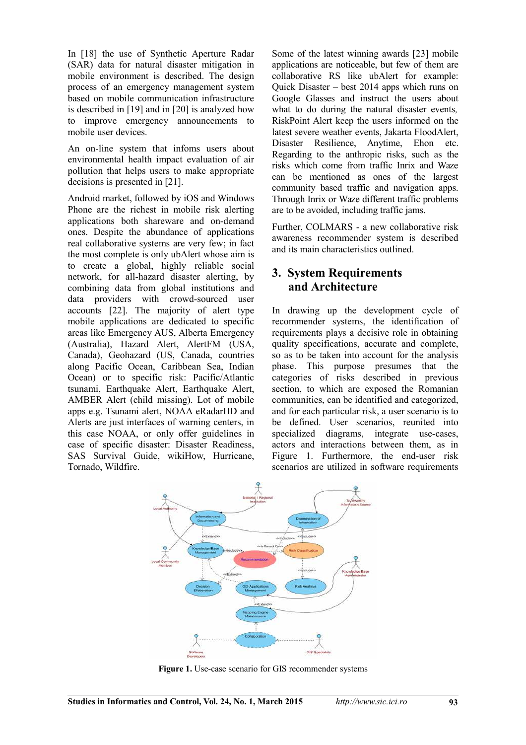In [18] the use of Synthetic Aperture Radar (SAR) data for natural disaster mitigation in mobile environment is described. The design process of an emergency management system based on mobile communication infrastructure is described in [19] and in [20] is analyzed how to improve emergency announcements to mobile user devices.

An on-line system that infoms users about environmental health impact evaluation of air pollution that helps users to make appropriate decisions is presented in [21].

Android market, followed by iOS and Windows Phone are the richest in mobile risk alerting applications both shareware and on-demand ones. Despite the abundance of applications real collaborative systems are very few; in fact the most complete is only ubAlert whose aim is to create a global, highly reliable social network, for all-hazard disaster alerting, by combining data from global institutions and data providers with crowd-sourced user accounts [22]. The majority of alert type mobile applications are dedicated to specific areas like Emergency AUS, Alberta Emergency (Australia), Hazard Alert, AlertFM (USA, Canada), Geohazard (US, Canada, countries along Pacific Ocean, Caribbean Sea, Indian Ocean) or to specific risk: Pacific/Atlantic tsunami, Earthquake Alert, Earthquake Alert, AMBER Alert (child missing). Lot of mobile apps e.g. Tsunami alert, NOAA eRadarHD and Alerts are just interfaces of warning centers, in this case NOAA, or only offer guidelines in case of specific disaster: Disaster Readiness, SAS Survival Guide, wikiHow, Hurricane, Tornado, Wildfire.

Some of the latest winning awards [23] mobile applications are noticeable, but few of them are collaborative RS like ubAlert for example: Quick Disaster – best 2014 apps which runs on Google Glasses and instruct the users about what to do during the natural disaster events, RiskPoint Alert keep the users informed on the latest severe weather events, Jakarta FloodAlert, Disaster Resilience, Anytime, Ehon etc. Regarding to the anthropic risks, such as the risks which come from traffic Inrix and Waze can be mentioned as ones of the largest community based traffic and navigation apps. Through Inrix or Waze different traffic problems are to be avoided, including traffic jams.

Further, COLMARS - a new collaborative risk awareness recommender system is described and its main characteristics outlined.

## 3. System Requirements and Architecture

In drawing up the development cycle of recommender systems, the identification of requirements plays a decisive role in obtaining quality specifications, accurate and complete, so as to be taken into account for the analysis phase. This purpose presumes that the categories of risks described in previous section, to which are exposed the Romanian communities, can be identified and categorized, and for each particular risk, a user scenario is to be defined. User scenarios, reunited into specialized diagrams, integrate use-cases, actors and interactions between them, as in Figure 1. Furthermore, the end-user risk scenarios are utilized in software requirements

**Figure 1.** Use-case scenario for GIS recommender systems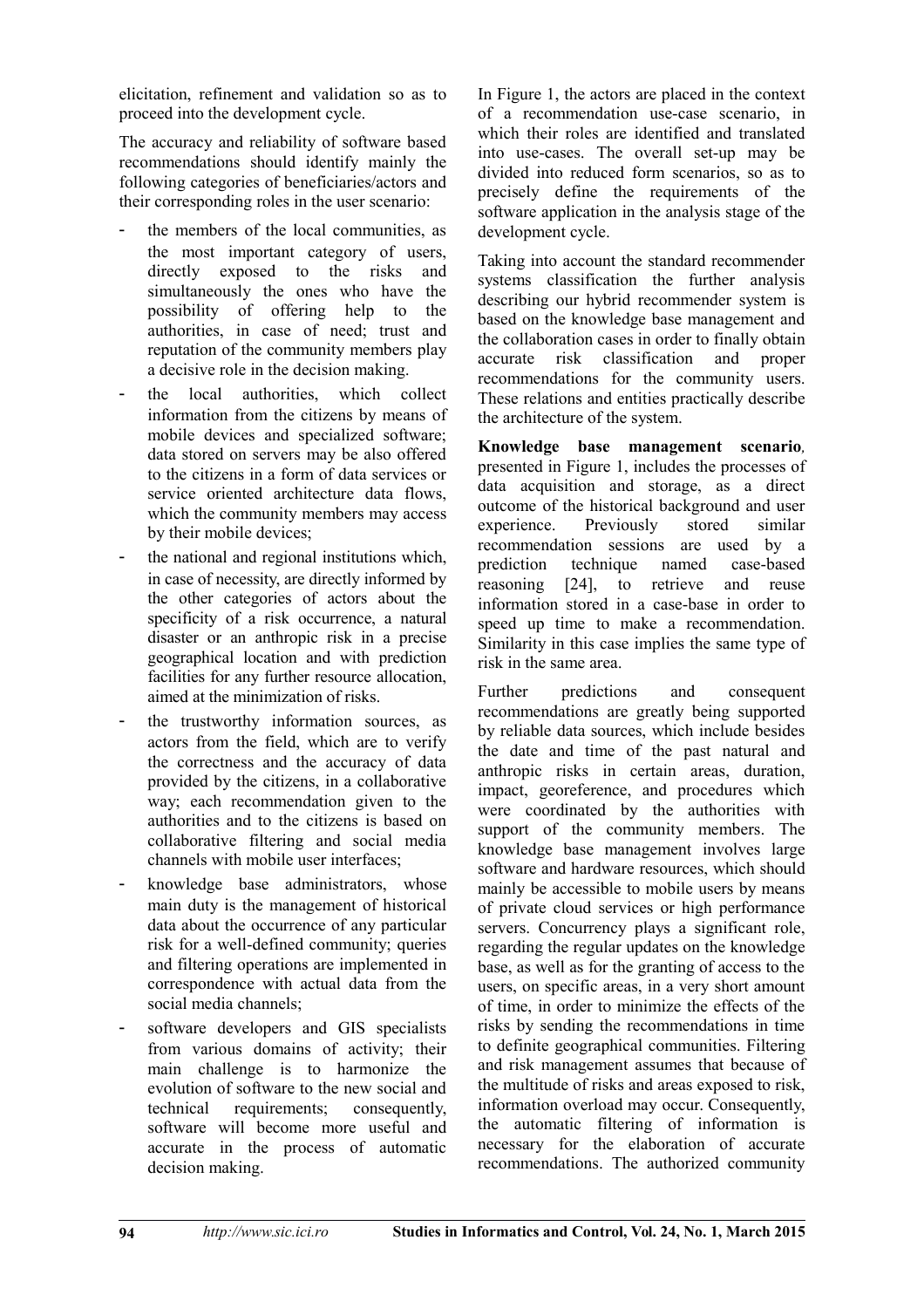elicitation, refinement and validation so as to proceed into the development cycle.

The accuracy and reliability of software based recommendations should identify mainly the following categories of beneficiaries/actors and their corresponding roles in the user scenario:

- the members of the local communities, as the most important category of users, directly exposed to the risks and simultaneously the ones who have the possibility of offering help to the authorities, in case of need; trust and reputation of the community members play a decisive role in the decision making.
- the local authorities, which collect information from the citizens by means of mobile devices and specialized software; data stored on servers may be also offered to the citizens in a form of data services or service oriented architecture data flows, which the community members may access by their mobile devices;
- the national and regional institutions which, in case of necessity, are directly informed by the other categories of actors about the specificity of a risk occurrence, a natural disaster or an anthropic risk in a precise geographical location and with prediction facilities for any further resource allocation, aimed at the minimization of risks.
- the trustworthy information sources, as actors from the field, which are to verify the correctness and the accuracy of data provided by the citizens, in a collaborative way; each recommendation given to the authorities and to the citizens is based on collaborative filtering and social media channels with mobile user interfaces;
- knowledge base administrators, whose main duty is the management of historical data about the occurrence of any particular risk for a well-defined community; queries and filtering operations are implemented in correspondence with actual data from the social media channels;
- software developers and GIS specialists from various domains of activity; their main challenge is to harmonize the evolution of software to the new social and technical requirements; consequently, software will become more useful and accurate in the process of automatic decision making.

In Figure 1, the actors are placed in the context of a recommendation use-case scenario, in which their roles are identified and translated into use-cases. The overall set-up may be divided into reduced form scenarios, so as to precisely define the requirements of the software application in the analysis stage of the development cycle.

Taking into account the standard recommender systems classification the further analysis describing our hybrid recommender system is based on the knowledge base management and the collaboration cases in order to finally obtain accurate risk classification and proper recommendations for the community users. These relations and entities practically describe the architecture of the system.

**Knowledge base management scenario**, presented in Figure 1, includes the processes of data acquisition and storage, as a direct outcome of the historical background and user experience. Previously stored similar recommendation sessions are used by a prediction technique named case-based reasoning [24], to retrieve and reuse information stored in a case-base in order to speed up time to make a recommendation. Similarity in this case implies the same type of risk in the same area.

Further predictions and consequent recommendations are greatly being supported by reliable data sources, which include besides the date and time of the past natural and anthropic risks in certain areas, duration, impact, georeference, and procedures which were coordinated by the authorities with support of the community members. The knowledge base management involves large software and hardware resources, which should mainly be accessible to mobile users by means of private cloud services or high performance servers. Concurrency plays a significant role, regarding the regular updates on the knowledge base, as well as for the granting of access to the users, on specific areas, in a very short amount of time, in order to minimize the effects of the risks by sending the recommendations in time to definite geographical communities. Filtering and risk management assumes that because of the multitude of risks and areas exposed to risk, information overload may occur. Consequently, the automatic filtering of information is necessary for the elaboration of accurate recommendations. The authorized community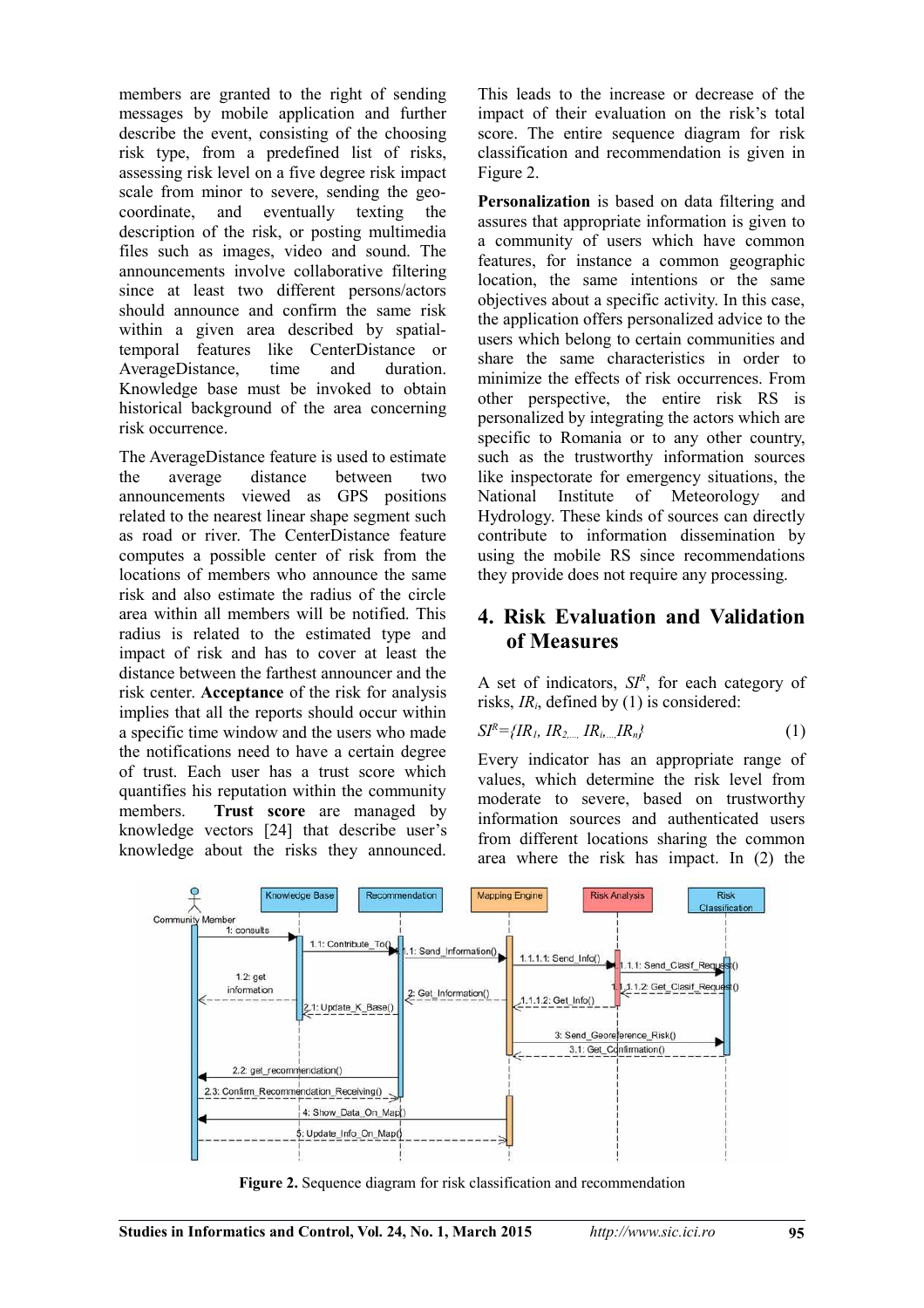members are granted to the right of sending messages by mobile application and further describe the event, consisting of the choosing risk type, from a predefined list of risks, assessing risk level on a five degree risk impact scale from minor to severe, sending the geo-coordinate, and eventually texting the description of the risk, or posting multimedia files such as images, video and sound. The announcements involve collaborative filtering since at least two different persons/actors should announce and confirm the same risk within a given area described by spatial-temporal features like CenterDistance or AverageDistance, time and duration. Knowledge base must be invoked to obtain historical background of the area concerning risk occurrence.

The AverageDistance feature is used to estimate the average distance between two announcements viewed as GPS positions related to the nearest linear shape segment such as road or river. The CenterDistance feature computes a possible center of risk from the locations of members who announce the same risk and also estimate the radius of the circle area within all members will be notified. This radius is related to the estimated type and impact of risk and has to cover at least the distance between the farthest announcer and the risk center. **Acceptance** of the risk for analysis implies that all the reports should occur within a specific time window and the users who made the notifications need to have a certain degree of trust. Each user has a trust score which quantifies his reputation within the community members. **Trust score** are managed by knowledge vectors [24] that describe user's knowledge about the risks they announced. This leads to the increase or decrease of the impact of their evaluation on the risk's total score. The entire sequence diagram for risk classification and recommendation is given in Figure 2.

**Personalization** is based on data filtering and assures that appropriate information is given to a community of users which have common features, for instance a common geographic location, the same intentions or the same objectives about a specific activity. In this case, the application offers personalized advice to the users which belong to certain communities and share the same characteristics in order to minimize the effects of risk occurrences. From other perspective, the entire risk RS is personalized by integrating the actors which are specific to Romania or to any other country, such as the trustworthy information sources like inspectorate for emergency situations, the National Institute of Meteorology and Hydrology. These kinds of sources can directly contribute to information dissemination by using the mobile RS since recommendations they provide does not require any processing.

## 4. Risk Evaluation and Validation of Measures

A set of indicators, $SI^R$, for each category of risks, $IR_i$, defined by (1) is considered:

$$SI^R=\{IR_1, IR_2, ..., IR_i, ...IR_n\} \quad (1)$$

Every indicator has an appropriate range of values, which determine the risk level from moderate to severe, based on trustworthy information sources and authenticated users from different locations sharing the common area where the risk has impact. In (2) the

**Figure 2.** Sequence diagram for risk classification and recommendation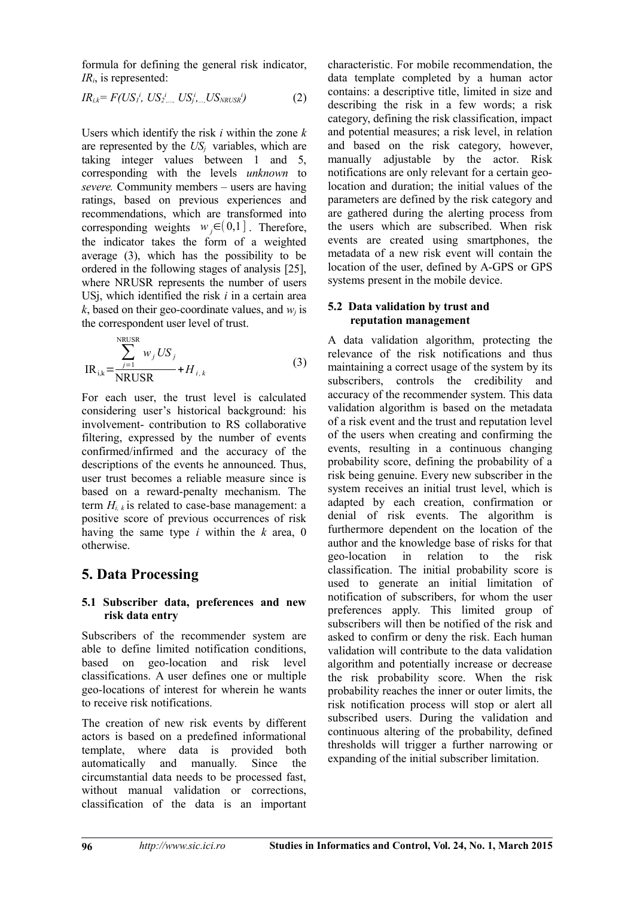formula for defining the general risk indicator, $IR_i$, is represented:

$$IR_{i,k} = F(US_1^i, US_2^i, \ldots, US_j^i, \ldots, US_{NRUSR}^i) \tag{2}$$

Users which identify the risk *i* within the zone *k* are represented by the $US_j$ variables, which are taking integer values between 1 and 5, corresponding with the levels *unknown* to *severe.* Community members – users are having ratings, based on previous experiences and recommendations, which are transformed into corresponding weights $w_j \in (0,1]$. Therefore, the indicator takes the form of a weighted average (3), which has the possibility to be ordered in the following stages of analysis [25], where NRUSR represents the number of users USj, which identified the risk *i* in a certain area *k*, based on their geo-coordinate values, and $w_j$ is the correspondent user level of trust.

$$\mathrm{IR}_{i,k} = \frac{\sum_{j=1}^{\mathrm{NRUSR}} w_j US_j}{\mathrm{NRUSR}} + H_{i,k} \tag{3}$$

For each user, the trust level is calculated considering user's historical background: his involvement- contribution to RS collaborative filtering, expressed by the number of events confirmed/infirmed and the accuracy of the descriptions of the events he announced. Thus, user trust becomes a reliable measure since is based on a reward-penalty mechanism. The term $H_{i,k}$ is related to case-base management: a positive score of previous occurrences of risk having the same type *i* within the *k* area, 0 otherwise.

# 5. Data Processing

## 5.1 Subscriber data, preferences and new risk data entry

Subscribers of the recommender system are able to define limited notification conditions, based on geo-location and risk level classifications. A user defines one or multiple geo-locations of interest for wherein he wants to receive risk notifications.

The creation of new risk events by different actors is based on a predefined informational template, where data is provided both automatically and manually. Since the circumstantial data needs to be processed fast, without manual validation or corrections, classification of the data is an important characteristic. For mobile recommendation, the data template completed by a human actor contains: a descriptive title, limited in size and describing the risk in a few words; a risk category, defining the risk classification, impact and potential measures; a risk level, in relation and based on the risk category, however, manually adjustable by the actor. Risk notifications are only relevant for a certain geo-location and duration; the initial values of the parameters are defined by the risk category and are gathered during the alerting process from the users which are subscribed. When risk events are created using smartphones, the metadata of a new risk event will contain the location of the user, defined by A-GPS or GPS systems present in the mobile device.

## 5.2 Data validation by trust and reputation management

A data validation algorithm, protecting the relevance of the risk notifications and thus maintaining a correct usage of the system by its subscribers, controls the credibility and accuracy of the recommender system. This data validation algorithm is based on the metadata of a risk event and the trust and reputation level of the users when creating and confirming the events, resulting in a continuous changing probability score, defining the probability of a risk being genuine. Every new subscriber in the system receives an initial trust level, which is adapted by each creation, confirmation or denial of risk events. The algorithm is furthermore dependent on the location of the author and the knowledge base of risks for that geo-location in relation to the risk classification. The initial probability score is used to generate an initial limitation of notification of subscribers, for whom the user preferences apply. This limited group of subscribers will then be notified of the risk and asked to confirm or deny the risk. Each human validation will contribute to the data validation algorithm and potentially increase or decrease the risk probability score. When the risk probability reaches the inner or outer limits, the risk notification process will stop or alert all subscribed users. During the validation and continuous altering of the probability, defined thresholds will trigger a further narrowing or expanding of the initial subscriber limitation.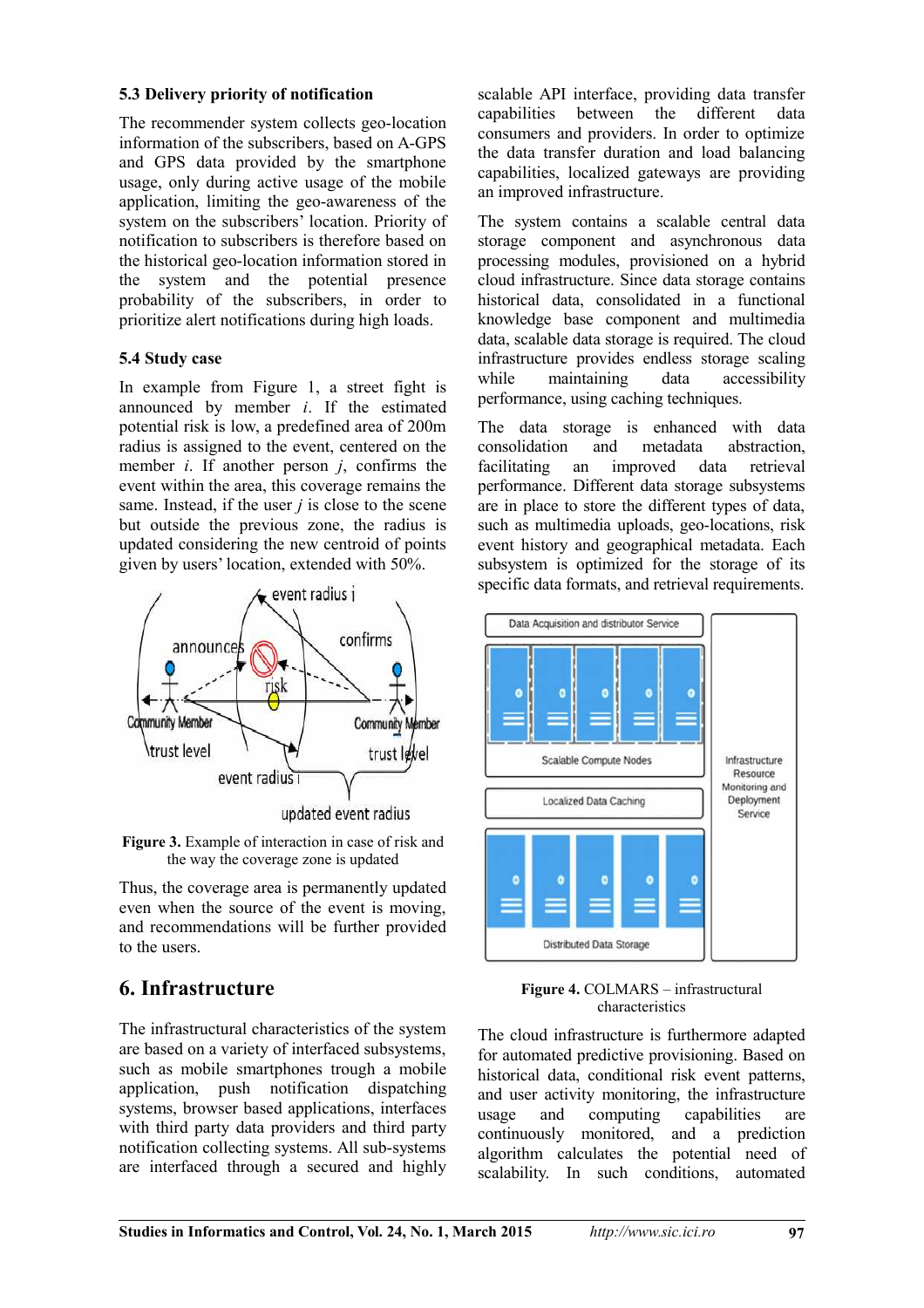### 5.3 Delivery priority of notification

The recommender system collects geo-location information of the subscribers, based on A-GPS and GPS data provided by the smartphone usage, only during active usage of the mobile application, limiting the geo-awareness of the system on the subscribers' location. Priority of notification to subscribers is therefore based on the historical geo-location information stored in the system and the potential presence probability of the subscribers, in order to prioritize alert notifications during high loads.

### 5.4 Study case

In example from Figure 1, a street fight is announced by member *i*. If the estimated potential risk is low, a predefined area of 200m radius is assigned to the event, centered on the member *i*. If another person *j*, confirms the event within the area, this coverage remains the same. Instead, if the user *j* is close to the scene but outside the previous zone, the radius is updated considering the new centroid of points given by users' location, extended with 50%.

**Figure 3.** Example of interaction in case of risk and the way the coverage zone is updated

Thus, the coverage area is permanently updated even when the source of the event is moving, and recommendations will be further provided to the users.

## 6. Infrastructure

The infrastructural characteristics of the system are based on a variety of interfaced subsystems, such as mobile smartphones trough a mobile application, push notification dispatching systems, browser based applications, interfaces with third party data providers and third party notification collecting systems. All sub-systems are interfaced through a secured and highly scalable API interface, providing data transfer capabilities between the different data consumers and providers. In order to optimize the data transfer duration and load balancing capabilities, localized gateways are providing an improved infrastructure.

The system contains a scalable central data storage component and asynchronous data processing modules, provisioned on a hybrid cloud infrastructure. Since data storage contains historical data, consolidated in a functional knowledge base component and multimedia data, scalable data storage is required. The cloud infrastructure provides endless storage scaling while maintaining data accessibility performance, using caching techniques.

The data storage is enhanced with data consolidation and metadata abstraction, facilitating an improved data retrieval performance. Different data storage subsystems are in place to store the different types of data, such as multimedia uploads, geo-locations, risk event history and geographical metadata. Each subsystem is optimized for the storage of its specific data formats, and retrieval requirements.

**Figure 4.** COLMARS – infrastructural characteristics

The cloud infrastructure is furthermore adapted for automated predictive provisioning. Based on historical data, conditional risk event patterns, and user activity monitoring, the infrastructure usage and computing capabilities are continuously monitored, and a prediction algorithm calculates the potential need of scalability. In such conditions, automated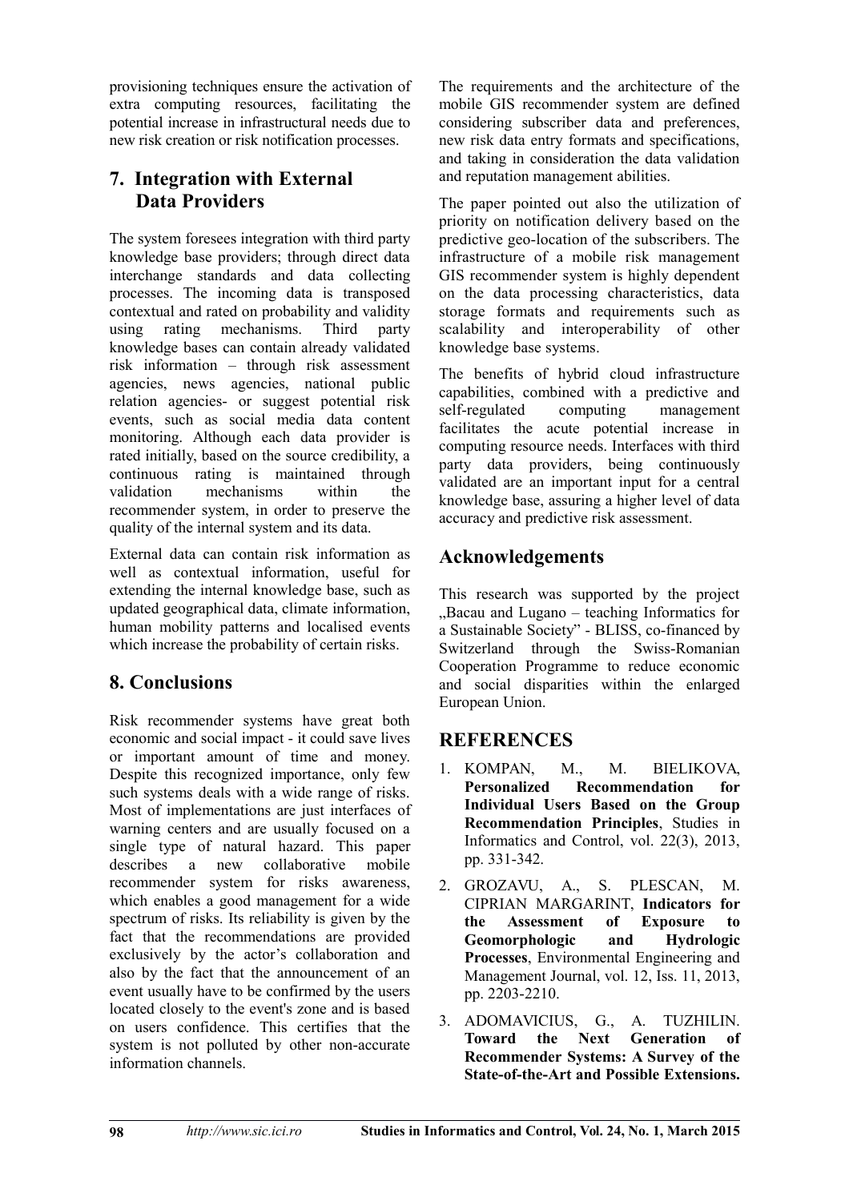provisioning techniques ensure the activation of extra computing resources, facilitating the potential increase in infrastructural needs due to new risk creation or risk notification processes.

## 7. Integration with External Data Providers

The system foresees integration with third party knowledge base providers; through direct data interchange standards and data collecting processes. The incoming data is transposed contextual and rated on probability and validity using rating mechanisms. Third party knowledge bases can contain already validated risk information – through risk assessment agencies, news agencies, national public relation agencies- or suggest potential risk events, such as social media data content monitoring. Although each data provider is rated initially, based on the source credibility, a continuous rating is maintained through validation mechanisms within the recommender system, in order to preserve the quality of the internal system and its data.

External data can contain risk information as well as contextual information, useful for extending the internal knowledge base, such as updated geographical data, climate information, human mobility patterns and localised events which increase the probability of certain risks.

## 8. Conclusions

Risk recommender systems have great both economic and social impact - it could save lives or important amount of time and money. Despite this recognized importance, only few such systems deals with a wide range of risks. Most of implementations are just interfaces of warning centers and are usually focused on a single type of natural hazard. This paper describes a new collaborative mobile recommender system for risks awareness, which enables a good management for a wide spectrum of risks. Its reliability is given by the fact that the recommendations are provided exclusively by the actor's collaboration and also by the fact that the announcement of an event usually have to be confirmed by the users located closely to the event's zone and is based on users confidence. This certifies that the system is not polluted by other non-accurate information channels.

The requirements and the architecture of the mobile GIS recommender system are defined considering subscriber data and preferences, new risk data entry formats and specifications, and taking in consideration the data validation and reputation management abilities.

The paper pointed out also the utilization of priority on notification delivery based on the predictive geo-location of the subscribers. The infrastructure of a mobile risk management GIS recommender system is highly dependent on the data processing characteristics, data storage formats and requirements such as scalability and interoperability of other knowledge base systems.

The benefits of hybrid cloud infrastructure capabilities, combined with a predictive and self-regulated computing management facilitates the acute potential increase in computing resource needs. Interfaces with third party data providers, being continuously validated are an important input for a central knowledge base, assuring a higher level of data accuracy and predictive risk assessment.

## Acknowledgements

This research was supported by the project „Bacau and Lugano – teaching Informatics for a Sustainable Society" - BLISS, co-financed by Switzerland through the Swiss-Romanian Cooperation Programme to reduce economic and social disparities within the enlarged European Union.

## REFERENCES

1. KOMPAN, M., M. BIELIKOVA, **Personalized Recommendation for Individual Users Based on the Group Recommendation Principles**, Studies in Informatics and Control, vol. 22(3), 2013, pp. 331-342.
2. GROZAVU, A., S. PLESCAN, M. CIPRIAN MARGARINT, **Indicators for the Assessment of Exposure to Geomorphologic and Hydrologic Processes**, Environmental Engineering and Management Journal, vol. 12, Iss. 11, 2013, pp. 2203-2210.
3. ADOMAVICIUS, G., A. TUZHILIN. **Toward the Next Generation of Recommender Systems: A Survey of the State-of-the-Art and Possible Extensions.**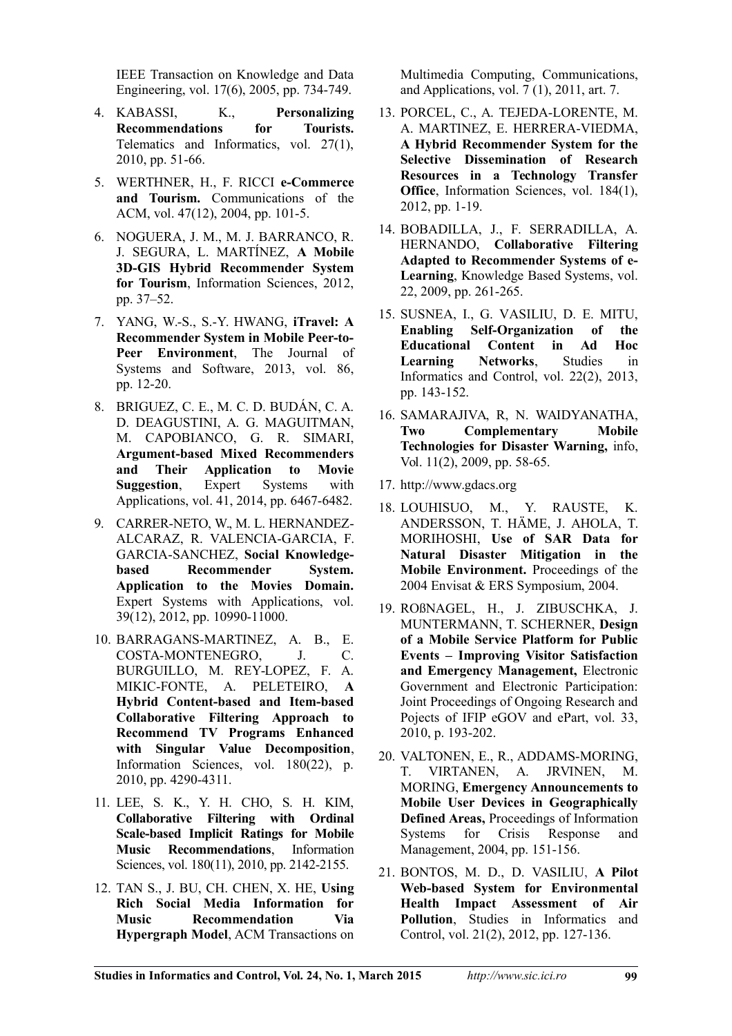IEEE Transaction on Knowledge and Data Engineering, vol. 17(6), 2005, pp. 734-749.

4. KABASSI, K., **Personalizing Recommendations for Tourists.** Telematics and Informatics, vol. 27(1), 2010, pp. 51-66.
5. WERTHNER, H., F. RICCI **e-Commerce and Tourism.** Communications of the ACM, vol. 47(12), 2004, pp. 101-5.
6. NOGUERA, J. M., M. J. BARRANCO, R. J. SEGURA, L. MARTÍNEZ, **A Mobile 3D-GIS Hybrid Recommender System for Tourism**, Information Sciences, 2012, pp. 37–52.
7. YANG, W.-S., S.-Y. HWANG, **iTravel: A Recommender System in Mobile Peer-to-Peer Environment**, The Journal of Systems and Software, 2013, vol. 86, pp. 12-20.
8. BRIGUEZ, C. E., M. C. D. BUDÁN, C. A. D. DEAGUSTINI, A. G. MAGUITMAN, M. CAPOBIANCO, G. R. SIMARI, **Argument-based Mixed Recommenders and Their Application to Movie Suggestion**, Expert Systems with Applications, vol. 41, 2014, pp. 6467-6482.
9. CARRER-NETO, W., M. L. HERNANDEZ-ALCARAZ, R. VALENCIA-GARCIA, F. GARCIA-SANCHEZ, **Social Knowledge-based Recommender System. Application to the Movies Domain.** Expert Systems with Applications, vol. 39(12), 2012, pp. 10990-11000.
10. BARRAGANS-MARTINEZ, A. B., E. COSTA-MONTENEGRO, J. C. BURGUILLO, M. REY-LOPEZ, F. A. MIKIC-FONTE, A. PELETEIRO, **A Hybrid Content-based and Item-based Collaborative Filtering Approach to Recommend TV Programs Enhanced with Singular Value Decomposition**, Information Sciences, vol. 180(22), p. 2010, pp. 4290-4311.
11. LEE, S. K., Y. H. CHO, S. H. KIM, **Collaborative Filtering with Ordinal Scale-based Implicit Ratings for Mobile Music Recommendations**, Information Sciences, vol. 180(11), 2010, pp. 2142-2155.
12. TAN S., J. BU, CH. CHEN, X. HE, **Using Rich Social Media Information for Music Recommendation Via Hypergraph Model**, ACM Transactions on Multimedia Computing, Communications, and Applications, vol. 7 (1), 2011, art. 7.
13. PORCEL, C., A. TEJEDA-LORENTE, M. A. MARTINEZ, E. HERRERA-VIEDMA, **A Hybrid Recommender System for the Selective Dissemination of Research Resources in a Technology Transfer Office**, Information Sciences, vol. 184(1), 2012, pp. 1-19.
14. BOBADILLA, J., F. SERRADILLA, A. HERNANDO, **Collaborative Filtering Adapted to Recommender Systems of e-Learning**, Knowledge Based Systems, vol. 22, 2009, pp. 261-265.
15. SUSNEA, I., G. VASILIU, D. E. MITU, **Enabling Self-Organization of the Educational Content in Ad Hoc Learning Networks**, Studies in Informatics and Control, vol. 22(2), 2013, pp. 143-152.
16. SAMARAJIVA, R, N. WAIDYANATHA, **Two Complementary Mobile Technologies for Disaster Warning,** info, Vol. 11(2), 2009, pp. 58-65.
17. http://www.gdacs.org
18. LOUHISUO, M., Y. RAUSTE, K. ANDERSSON, T. HÄME, J. AHOLA, T. MORIHOSHI, **Use of SAR Data for Natural Disaster Mitigation in the Mobile Environment.** Proceedings of the 2004 Envisat & ERS Symposium, 2004.
19. ROßNAGEL, H., J. ZIBUSCHKA, J. MUNTERMANN, T. SCHERNER, **Design of a Mobile Service Platform for Public Events – Improving Visitor Satisfaction and Emergency Management,** Electronic Government and Electronic Participation: Joint Proceedings of Ongoing Research and Pojects of IFIP eGOV and ePart, vol. 33, 2010, p. 193-202.
20. VALTONEN, E., R., ADDAMS-MORING, T. VIRTANEN, A. JRVINEN, M. MORING, **Emergency Announcements to Mobile User Devices in Geographically Defined Areas,** Proceedings of Information Systems for Crisis Response and Management, 2004, pp. 151-156.
21. BONTOS, M. D., D. VASILIU, **A Pilot Web-based System for Environmental Health Impact Assessment of Air Pollution**, Studies in Informatics and Control, vol. 21(2), 2012, pp. 127-136.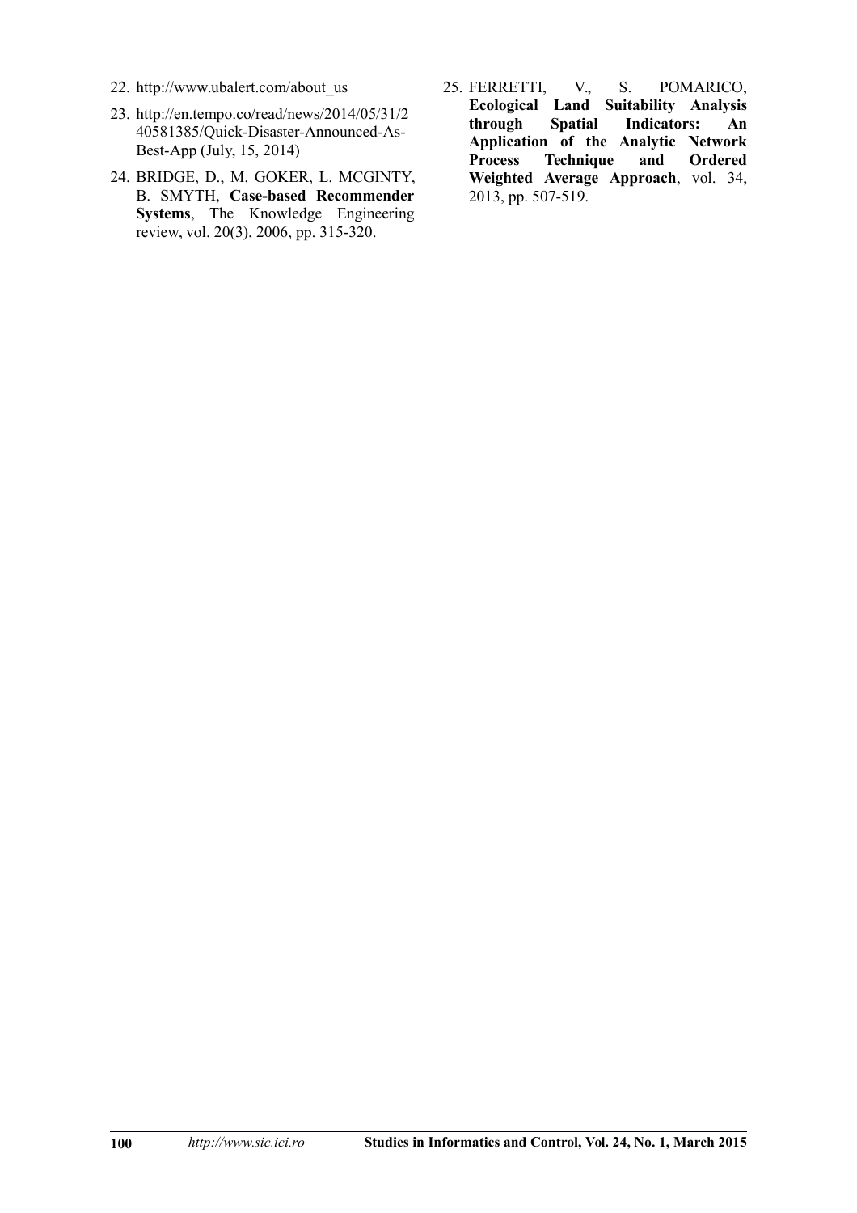22. http://www.ubalert.com/about_us
23. http://en.tempo.co/read/news/2014/05/31/240581385/Quick-Disaster-Announced-As-Best-App (July, 15, 2014)
24. BRIDGE, D., M. GOKER, L. MCGINTY, B. SMYTH, **Case-based Recommender Systems**, The Knowledge Engineering review, vol. 20(3), 2006, pp. 315-320.
25. FERRETTI, V., S. POMARICO, **Ecological Land Suitability Analysis through Spatial Indicators: An Application of the Analytic Network Process Technique and Ordered Weighted Average Approach**, vol. 34, 2013, pp. 507-519.